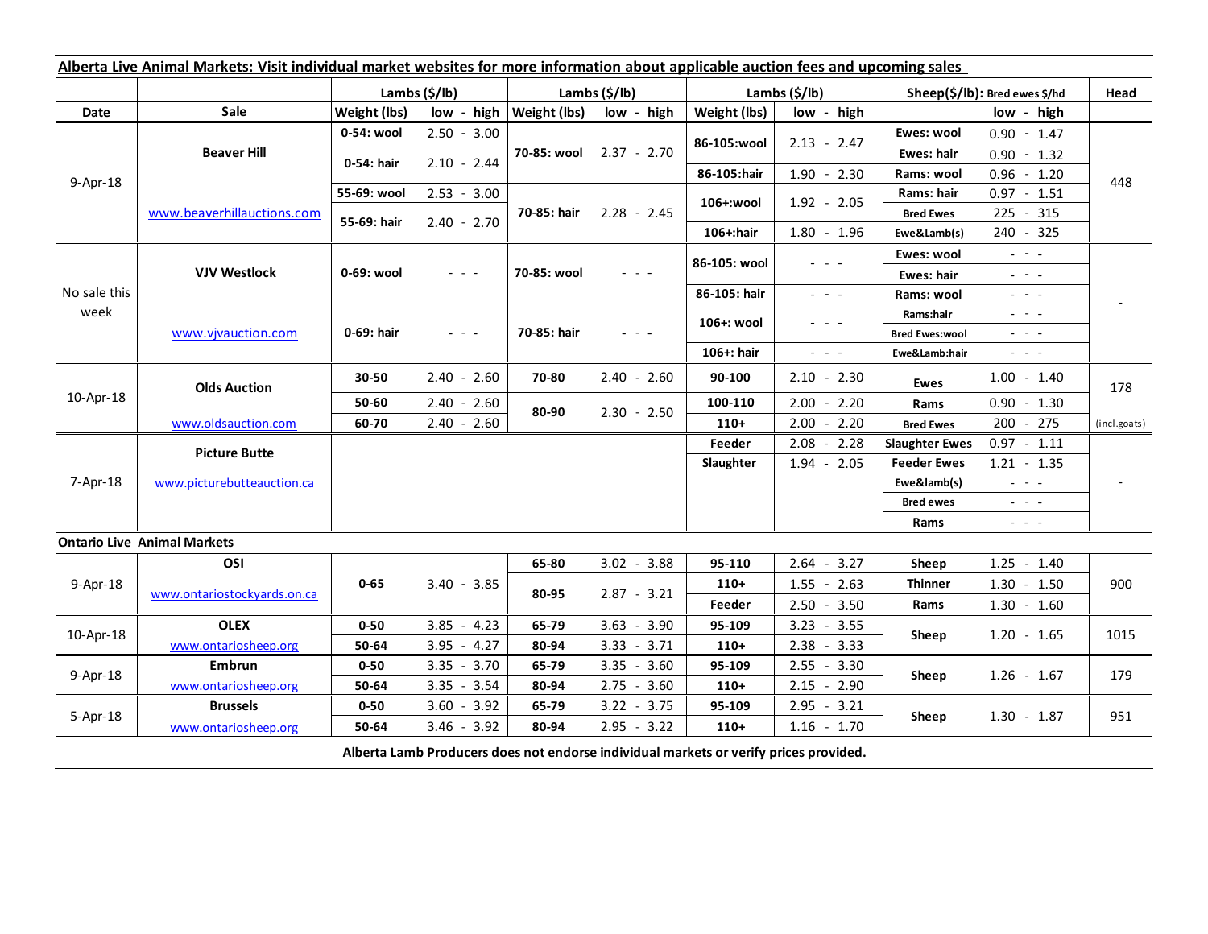**Alberta Live Animal Markets: Visit individual market websites for more information about applicable auction fees and upcoming sales**

| Date | Sale | Lambs ($/lb) Weight (lbs) | low - high | Lambs ($/lb) Weight (lbs) | low - high | Lambs ($/lb) Weight (lbs) | low - high | Sheep($/lb): Bred ewes $/hd | low - high | Head |
|---|---|---|---|---|---|---|---|---|---|---|
| 9-Apr-18 | Beaver Hill www.beaverhillauctions.com | 0-54: wool | 2.50 - 3.00 | 70-85: wool | 2.37 - 2.70 | 86-105:wool | 2.13 - 2.47 | Ewes: wool | 0.90 - 1.47 | 448 |
| | | 0-54: hair | 2.10 - 2.44 | | | | | Ewes: hair | 0.90 - 1.32 | |
| | | | | | | 86-105:hair | 1.90 - 2.30 | Rams: wool | 0.96 - 1.20 | |
| | | 55-69: wool | 2.53 - 3.00 | 70-85: hair | 2.28 - 2.45 | 106+:wool | 1.92 - 2.05 | Rams: hair | 0.97 - 1.51 | |
| | | 55-69: hair | 2.40 - 2.70 | | | | | Bred Ewes | 225 - 315 | |
| | | | | | | 106+:hair | 1.80 - 1.96 | Ewe&Lamb(s) | 240 - 325 | |
| No sale this week | VJV Westlock www.vjvauction.com | 0-69: wool | - - - | 70-85: wool | - - - | 86-105: wool | - - - | Ewes: wool | - - - | - |
| | | | | | | | | Ewes: hair | - - - | |
| | | | | | | 86-105: hair | - - - | Rams: wool | - - - | |
| | | 0-69: hair | - - - | 70-85: hair | - - - | 106+: wool | - - - | Rams:hair | - - - | |
| | | | | | | | | Bred Ewes:wool | - - - | |
| | | | | | | 106+: hair | - - - | Ewe&Lamb:hair | - - - | |
| 10-Apr-18 | Olds Auction www.oldsauction.com | 30-50 | 2.40 - 2.60 | 70-80 | 2.40 - 2.60 | 90-100 | 2.10 - 2.30 | Ewes | 1.00 - 1.40 | 178 (incl.goats) |
| | | 50-60 | 2.40 - 2.60 | 80-90 | 2.30 - 2.50 | 100-110 | 2.00 - 2.20 | Rams | 0.90 - 1.30 | |
| | | 60-70 | 2.40 - 2.60 | | | 110+ | 2.00 - 2.20 | Bred Ewes | 200 - 275 | |
| 7-Apr-18 | Picture Butte www.picturebutteauction.ca | | | | | Feeder | 2.08 - 2.28 | Slaughter Ewes | 0.97 - 1.11 | - |
| | | | | | | Slaughter | 1.94 - 2.05 | Feeder Ewes | 1.21 - 1.35 | |
| | | | | | | | | Ewe&lamb(s) | - - - | |
| | | | | | | | | Bred ewes | - - - | |
| | | | | | | | | Rams | - - - | |
| **Ontario Live Animal Markets** | | | | | | | | | | |
| 9-Apr-18 | OSI www.ontariostockyards.on.ca | 0-65 | 3.40 - 3.85 | 65-80 | 3.02 - 3.88 | 95-110 | 2.64 - 3.27 | Sheep | 1.25 - 1.40 | 900 |
| | | | | 80-95 | 2.87 - 3.21 | 110+ | 1.55 - 2.63 | Thinner | 1.30 - 1.50 | |
| | | | | | | Feeder | 2.50 - 3.50 | Rams | 1.30 - 1.60 | |
| 10-Apr-18 | OLEX www.ontariosheep.org | 0-50 | 3.85 - 4.23 | 65-79 | 3.63 - 3.90 | 95-109 | 3.23 - 3.55 | Sheep | 1.20 - 1.65 | 1015 |
| | | 50-64 | 3.95 - 4.27 | 80-94 | 3.33 - 3.71 | 110+ | 2.38 - 3.33 | | | |
| 9-Apr-18 | Embrun www.ontariosheep.org | 0-50 | 3.35 - 3.70 | 65-79 | 3.35 - 3.60 | 95-109 | 2.55 - 3.30 | Sheep | 1.26 - 1.67 | 179 |
| | | 50-64 | 3.35 - 3.54 | 80-94 | 2.75 - 3.60 | 110+ | 2.15 - 2.90 | | | |
| 5-Apr-18 | Brussels www.ontariosheep.org | 0-50 | 3.60 - 3.92 | 65-79 | 3.22 - 3.75 | 95-109 | 2.95 - 3.21 | Sheep | 1.30 - 1.87 | 951 |
| | | 50-64 | 3.46 - 3.92 | 80-94 | 2.95 - 3.22 | 110+ | 1.16 - 1.70 | | | |

**Alberta Lamb Producers does not endorse individual markets or verify prices provided.**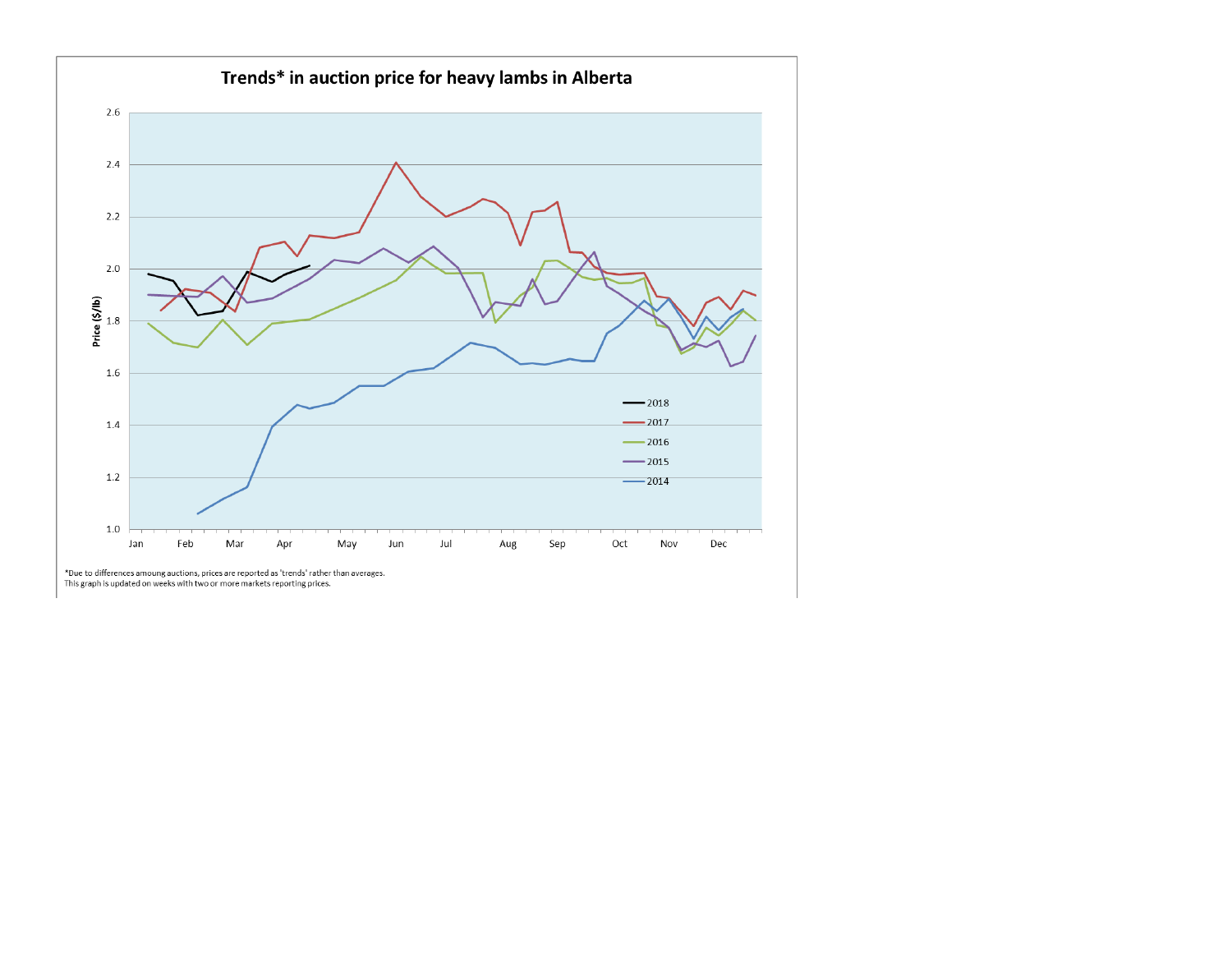# Trends* in auction price for heavy lambs in Alberta

Price ($/lb)

2.6
2.4
2.2
2.0
1.8
1.6
1.4
1.2
1.0

Jan Feb Mar Apr May Jun Jul Aug Sep Oct Nov Dec

2018
2017
2016
2015
2014

*Due to differences amoung auctions, prices are reported as 'trends' rather than averages.
This graph is updated on weeks with two or more markets reporting prices.